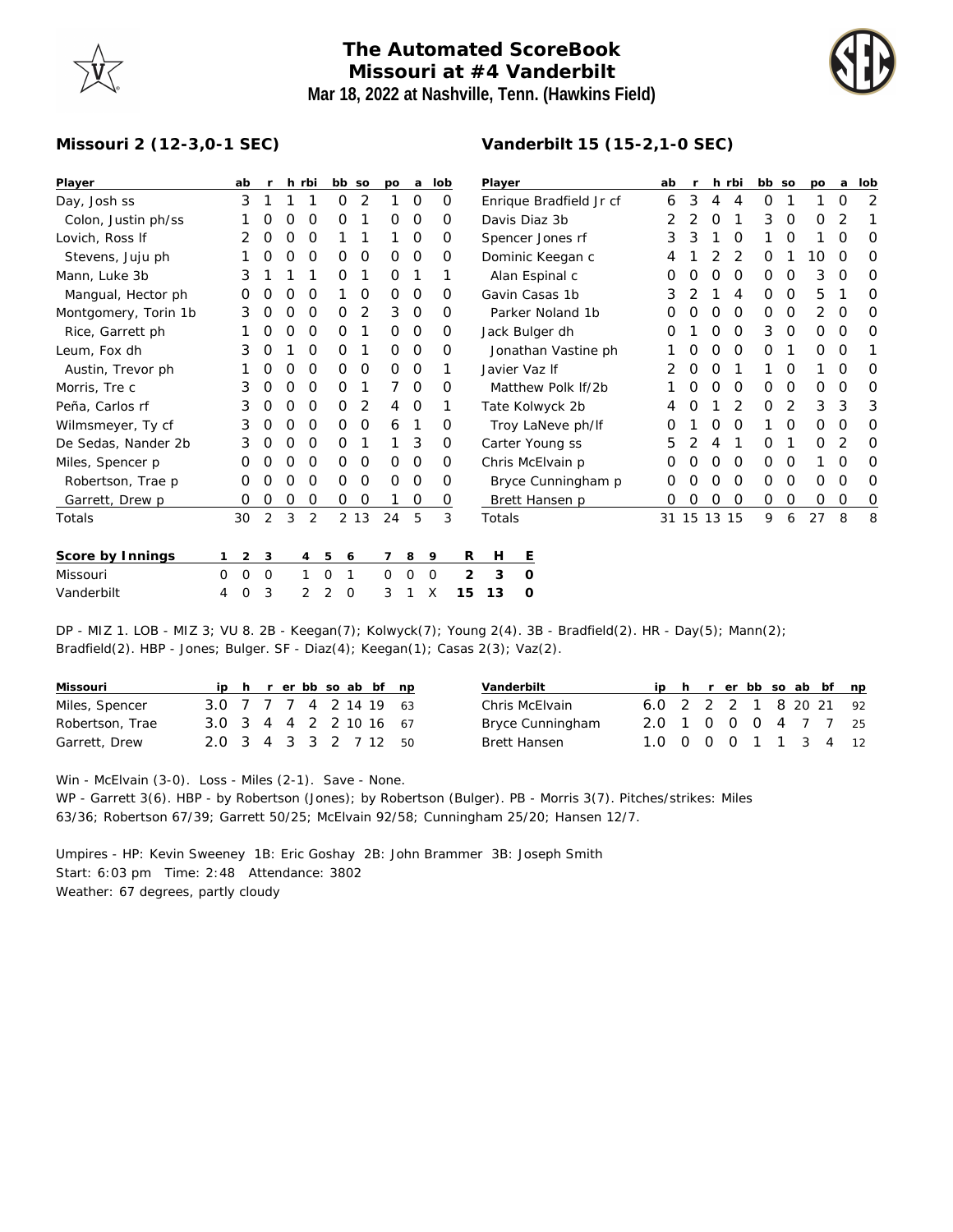# The Automated ScoreBook
## Missouri at #4 Vanderbilt
### Mar 18, 2022 at Nashville, Tenn. (Hawkins Field)

**Missouri 2 (12-3,0-1 SEC)**

| Player | ab | r | h | rbi | bb | so | po | a | lob |
|---|---|---|---|---|---|---|---|---|---|
| Day, Josh ss | 3 | 1 | 1 | 1 | 0 | 2 | 1 | 0 | 0 |
| Colon, Justin ph/ss | 1 | 0 | 0 | 0 | 0 | 1 | 0 | 0 | 0 |
| Lovich, Ross lf | 2 | 0 | 0 | 0 | 1 | 1 | 1 | 0 | 0 |
| Stevens, Juju ph | 1 | 0 | 0 | 0 | 0 | 0 | 0 | 0 | 0 |
| Mann, Luke 3b | 3 | 1 | 1 | 1 | 0 | 1 | 0 | 1 | 1 |
| Mangual, Hector ph | 0 | 0 | 0 | 0 | 1 | 0 | 0 | 0 | 0 |
| Montgomery, Torin 1b | 3 | 0 | 0 | 0 | 0 | 2 | 3 | 0 | 0 |
| Rice, Garrett ph | 1 | 0 | 0 | 0 | 0 | 1 | 0 | 0 | 0 |
| Leum, Fox dh | 3 | 0 | 1 | 0 | 0 | 1 | 0 | 0 | 0 |
| Austin, Trevor ph | 1 | 0 | 0 | 0 | 0 | 0 | 0 | 0 | 1 |
| Morris, Tre c | 3 | 0 | 0 | 0 | 0 | 1 | 7 | 0 | 0 |
| Peña, Carlos rf | 3 | 0 | 0 | 0 | 0 | 2 | 4 | 0 | 1 |
| Wilmsmeyer, Ty cf | 3 | 0 | 0 | 0 | 0 | 0 | 6 | 1 | 0 |
| De Sedas, Nander 2b | 3 | 0 | 0 | 0 | 0 | 1 | 1 | 3 | 0 |
| Miles, Spencer p | 0 | 0 | 0 | 0 | 0 | 0 | 0 | 0 | 0 |
| Robertson, Trae p | 0 | 0 | 0 | 0 | 0 | 0 | 0 | 0 | 0 |
| Garrett, Drew p | 0 | 0 | 0 | 0 | 0 | 0 | 1 | 0 | 0 |
| Totals | 30 | 2 | 3 | 2 | 2 | 13 | 24 | 5 | 3 |

**Vanderbilt 15 (15-2,1-0 SEC)**

| Player | ab | r | h | rbi | bb | so | po | a | lob |
|---|---|---|---|---|---|---|---|---|---|
| Enrique Bradfield Jr cf | 6 | 3 | 4 | 4 | 0 | 1 | 1 | 0 | 2 |
| Davis Diaz 3b | 2 | 2 | 0 | 1 | 3 | 0 | 0 | 2 | 1 |
| Spencer Jones rf | 3 | 3 | 1 | 0 | 1 | 0 | 1 | 0 | 0 |
| Dominic Keegan c | 4 | 1 | 2 | 2 | 0 | 1 | 10 | 0 | 0 |
| Alan Espinal c | 0 | 0 | 0 | 0 | 0 | 0 | 3 | 0 | 0 |
| Gavin Casas 1b | 3 | 2 | 1 | 4 | 0 | 0 | 5 | 1 | 0 |
| Parker Noland 1b | 0 | 0 | 0 | 0 | 0 | 0 | 2 | 0 | 0 |
| Jack Bulger dh | 0 | 1 | 0 | 0 | 3 | 0 | 0 | 0 | 0 |
| Jonathan Vastine ph | 1 | 0 | 0 | 0 | 0 | 1 | 0 | 0 | 1 |
| Javier Vaz lf | 2 | 0 | 0 | 1 | 1 | 0 | 1 | 0 | 0 |
| Matthew Polk lf/2b | 1 | 0 | 0 | 0 | 0 | 0 | 0 | 0 | 0 |
| Tate Kolwyck 2b | 4 | 0 | 1 | 2 | 0 | 2 | 3 | 3 | 3 |
| Troy LaNeve ph/lf | 0 | 1 | 0 | 0 | 1 | 0 | 0 | 0 | 0 |
| Carter Young ss | 5 | 2 | 4 | 1 | 0 | 1 | 0 | 2 | 0 |
| Chris McElvain p | 0 | 0 | 0 | 0 | 0 | 0 | 1 | 0 | 0 |
| Bryce Cunningham p | 0 | 0 | 0 | 0 | 0 | 0 | 0 | 0 | 0 |
| Brett Hansen p | 0 | 0 | 0 | 0 | 0 | 0 | 0 | 0 | 0 |
| Totals | 31 | 15 | 13 | 15 | 9 | 6 | 27 | 8 | 8 |

| Score by Innings | 1 | 2 | 3 | 4 | 5 | 6 | 7 | 8 | 9 | R | H | E |
|---|---|---|---|---|---|---|---|---|---|---|---|---|
| Missouri | 0 | 0 | 0 | 1 | 0 | 1 | 0 | 0 | 0 | 2 | 3 | 0 |
| Vanderbilt | 4 | 0 | 3 | 2 | 2 | 0 | 3 | 1 | X | 15 | 13 | 0 |

DP - MIZ 1. LOB - MIZ 3; VU 8. 2B - Keegan(7); Kolwyck(7); Young 2(4). 3B - Bradfield(2). HR - Day(5); Mann(2); Bradfield(2). HBP - Jones; Bulger. SF - Diaz(4); Keegan(1); Casas 2(3); Vaz(2).

| Missouri | ip | h | r | er | bb | so | ab | bf | np |
|---|---|---|---|---|---|---|---|---|---|
| Miles, Spencer | 3.0 | 7 | 7 | 7 | 4 | 2 | 14 | 19 | 63 |
| Robertson, Trae | 3.0 | 3 | 4 | 4 | 2 | 2 | 10 | 16 | 67 |
| Garrett, Drew | 2.0 | 3 | 4 | 3 | 3 | 2 | 7 | 12 | 50 |

| Vanderbilt | ip | h | r | er | bb | so | ab | bf | np |
|---|---|---|---|---|---|---|---|---|---|
| Chris McElvain | 6.0 | 2 | 2 | 2 | 1 | 8 | 20 | 21 | 92 |
| Bryce Cunningham | 2.0 | 1 | 0 | 0 | 0 | 4 | 7 | 7 | 25 |
| Brett Hansen | 1.0 | 0 | 0 | 0 | 1 | 1 | 3 | 4 | 12 |

Win - McElvain (3-0). Loss - Miles (2-1). Save - None.
WP - Garrett 3(6). HBP - by Robertson (Jones); by Robertson (Bulger). PB - Morris 3(7). Pitches/strikes: Miles 63/36; Robertson 67/39; Garrett 50/25; McElvain 92/58; Cunningham 25/20; Hansen 12/7.

Umpires - HP: Kevin Sweeney 1B: Eric Goshay 2B: John Brammer 3B: Joseph Smith
Start: 6:03 pm Time: 2:48 Attendance: 3802
Weather: 67 degrees, partly cloudy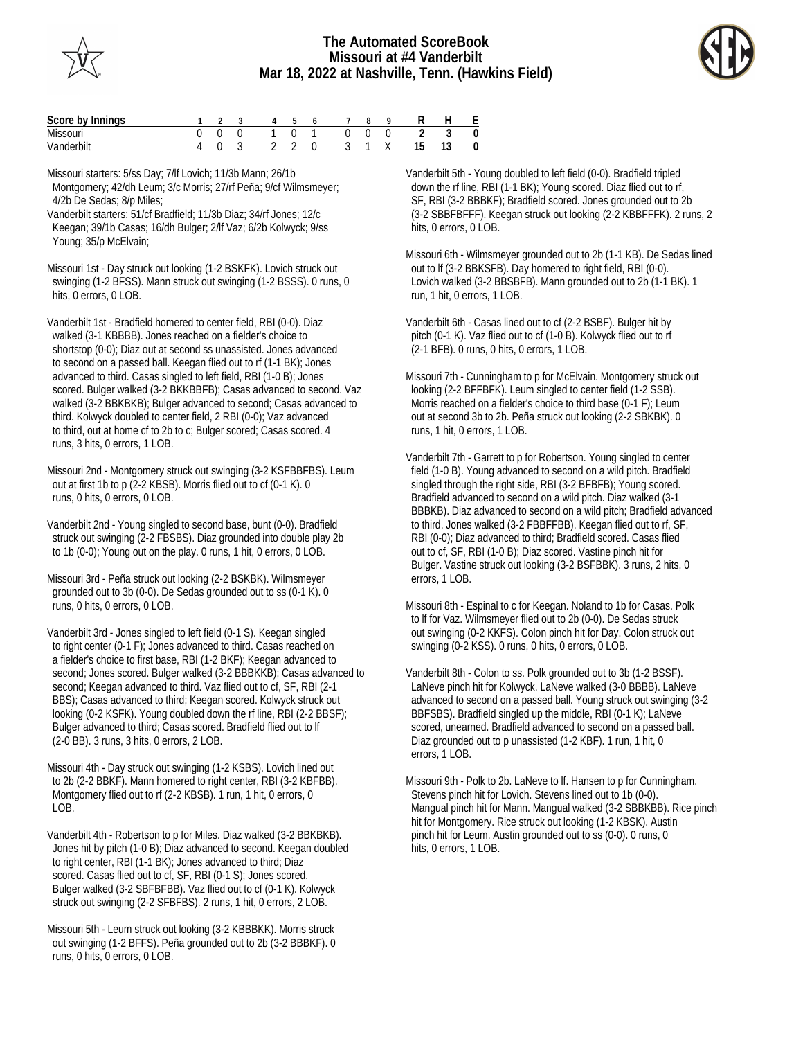# The Automated ScoreBook
## Missouri at #4 Vanderbilt
## Mar 18, 2022 at Nashville, Tenn. (Hawkins Field)

| Score by Innings | 1 | 2 | 3 | 4 | 5 | 6 | 7 | 8 | 9 | R | H | E |
|---|---|---|---|---|---|---|---|---|---|---|---|---|
| Missouri | 0 | 0 | 0 | 1 | 0 | 1 | 0 | 0 | 0 | 2 | 3 | 0 |
| Vanderbilt | 4 | 0 | 3 | 2 | 2 | 0 | 3 | 1 | X | 15 | 13 | 0 |

Missouri starters: 5/ss Day; 7/lf Lovich; 11/3b Mann; 26/1b Montgomery; 42/dh Leum; 3/c Morris; 27/rf Peña; 9/cf Wilmsmeyer; 4/2b De Sedas; 8/p Miles;

Vanderbilt starters: 51/cf Bradfield; 11/3b Diaz; 34/rf Jones; 12/c Keegan; 39/1b Casas; 16/dh Bulger; 2/lf Vaz; 6/2b Kolwyck; 9/ss Young; 35/p McElvain;

Missouri 1st - Day struck out looking (1-2 BSKFK). Lovich struck out swinging (1-2 BFSS). Mann struck out swinging (1-2 BSSS). 0 runs, 0 hits, 0 errors, 0 LOB.

Vanderbilt 1st - Bradfield homered to center field, RBI (0-0). Diaz walked (3-1 KBBBB). Jones reached on a fielder's choice to shortstop (0-0); Diaz out at second ss unassisted. Jones advanced to second on a passed ball. Keegan flied out to rf (1-1 BK); Jones advanced to third. Casas singled to left field, RBI (1-0 B); Jones scored. Bulger walked (3-2 BKKBBFB); Casas advanced to second. Vaz walked (3-2 BBKBKB); Bulger advanced to second; Casas advanced to third. Kolwyck doubled to center field, 2 RBI (0-0); Vaz advanced to third, out at home cf to 2b to c; Bulger scored; Casas scored. 4 runs, 3 hits, 0 errors, 1 LOB.

Missouri 2nd - Montgomery struck out swinging (3-2 KSFBBFBS). Leum out at first 1b to p (2-2 KBSB). Morris flied out to cf (0-1 K). 0 runs, 0 hits, 0 errors, 0 LOB.

Vanderbilt 2nd - Young singled to second base, bunt (0-0). Bradfield struck out swinging (2-2 FBSBS). Diaz grounded into double play 2b to 1b (0-0); Young out on the play. 0 runs, 1 hit, 0 errors, 0 LOB.

Missouri 3rd - Peña struck out looking (2-2 BSKBK). Wilmsmeyer grounded out to 3b (0-0). De Sedas grounded out to ss (0-1 K). 0 runs, 0 hits, 0 errors, 0 LOB.

Vanderbilt 3rd - Jones singled to left field (0-1 S). Keegan singled to right center (0-1 F); Jones advanced to third. Casas reached on a fielder's choice to first base, RBI (1-2 BKF); Keegan advanced to second; Jones scored. Bulger walked (3-2 BBBKKB); Casas advanced to second; Keegan advanced to third. Vaz flied out to cf, SF, RBI (2-1 BBS); Casas advanced to third; Keegan scored. Kolwyck struck out looking (0-2 KSFK). Young doubled down the rf line, RBI (2-2 BBSF); Bulger advanced to third; Casas scored. Bradfield flied out to lf (2-0 BB). 3 runs, 3 hits, 0 errors, 2 LOB.

Missouri 4th - Day struck out swinging (1-2 KSBS). Lovich lined out to 2b (2-2 BBKF). Mann homered to right center, RBI (3-2 KBFBB). Montgomery flied out to rf (2-2 KBSB). 1 run, 1 hit, 0 errors, 0 LOB.

Vanderbilt 4th - Robertson to p for Miles. Diaz walked (3-2 BBKBKB). Jones hit by pitch (1-0 B); Diaz advanced to second. Keegan doubled to right center, RBI (1-1 BK); Jones advanced to third; Diaz scored. Casas flied out to cf, SF, RBI (0-1 S); Jones scored. Bulger walked (3-2 SBFBFBB). Vaz flied out to cf (0-1 K). Kolwyck struck out swinging (2-2 SFBFBS). 2 runs, 1 hit, 0 errors, 2 LOB.

Missouri 5th - Leum struck out looking (3-2 KBBBKK). Morris struck out swinging (1-2 BFFS). Peña grounded out to 2b (3-2 BBBKF). 0 runs, 0 hits, 0 errors, 0 LOB.

Vanderbilt 5th - Young doubled to left field (0-0). Bradfield tripled down the rf line, RBI (1-1 BK); Young scored. Diaz flied out to rf, SF, RBI (3-2 BBBKF); Bradfield scored. Jones grounded out to 2b (3-2 SBBFBFFF). Keegan struck out looking (2-2 KBBFFFK). 2 runs, 2 hits, 0 errors, 0 LOB.

Missouri 6th - Wilmsmeyer grounded out to 2b (1-1 KB). De Sedas lined out to lf (3-2 BBKSFB). Day homered to right field, RBI (0-0). Lovich walked (3-2 BBSBFB). Mann grounded out to 2b (1-1 BK). 1 run, 1 hit, 0 errors, 1 LOB.

Vanderbilt 6th - Casas lined out to cf (2-2 BSBF). Bulger hit by pitch (0-1 K). Vaz flied out to cf (1-0 B). Kolwyck flied out to rf (2-1 BFB). 0 runs, 0 hits, 0 errors, 1 LOB.

Missouri 7th - Cunningham to p for McElvain. Montgomery struck out looking (2-2 BFFBFK). Leum singled to center field (1-2 SSB). Morris reached on a fielder's choice to third base (0-1 F); Leum out at second 3b to 2b. Peña struck out looking (2-2 SBKBK). 0 runs, 1 hit, 0 errors, 1 LOB.

Vanderbilt 7th - Garrett to p for Robertson. Young singled to center field (1-0 B). Young advanced to second on a wild pitch. Bradfield singled through the right side, RBI (3-2 BFBFB); Young scored. Bradfield advanced to second on a wild pitch. Diaz walked (3-1 BBBKB). Diaz advanced to second on a wild pitch; Bradfield advanced to third. Jones walked (3-2 FBBFFBB). Keegan flied out to rf, SF, RBI (0-0); Diaz advanced to third; Bradfield scored. Casas flied out to cf, SF, RBI (1-0 B); Diaz scored. Vastine pinch hit for Bulger. Vastine struck out looking (3-2 BSFBBK). 3 runs, 2 hits, 0 errors, 1 LOB.

Missouri 8th - Espinal to c for Keegan. Noland to 1b for Casas. Polk to lf for Vaz. Wilmsmeyer flied out to 2b (0-0). De Sedas struck out swinging (0-2 KKFS). Colon pinch hit for Day. Colon struck out swinging (0-2 KSS). 0 runs, 0 hits, 0 errors, 0 LOB.

Vanderbilt 8th - Colon to ss. Polk grounded out to 3b (1-2 BSSF). LaNeve pinch hit for Kolwyck. LaNeve walked (3-0 BBBB). LaNeve advanced to second on a passed ball. Young struck out swinging (3-2 BBFSBS). Bradfield singled up the middle, RBI (0-1 K); LaNeve scored, unearned. Bradfield advanced to second on a passed ball. Diaz grounded out to p unassisted (1-2 KBF). 1 run, 1 hit, 0 errors, 1 LOB.

Missouri 9th - Polk to 2b. LaNeve to lf. Hansen to p for Cunningham. Stevens pinch hit for Lovich. Stevens lined out to 1b (0-0). Mangual pinch hit for Mann. Mangual walked (3-2 SBBKBB). Rice pinch hit for Montgomery. Rice struck out looking (1-2 KBSK). Austin pinch hit for Leum. Austin grounded out to ss (0-0). 0 runs, 0 hits, 0 errors, 1 LOB.